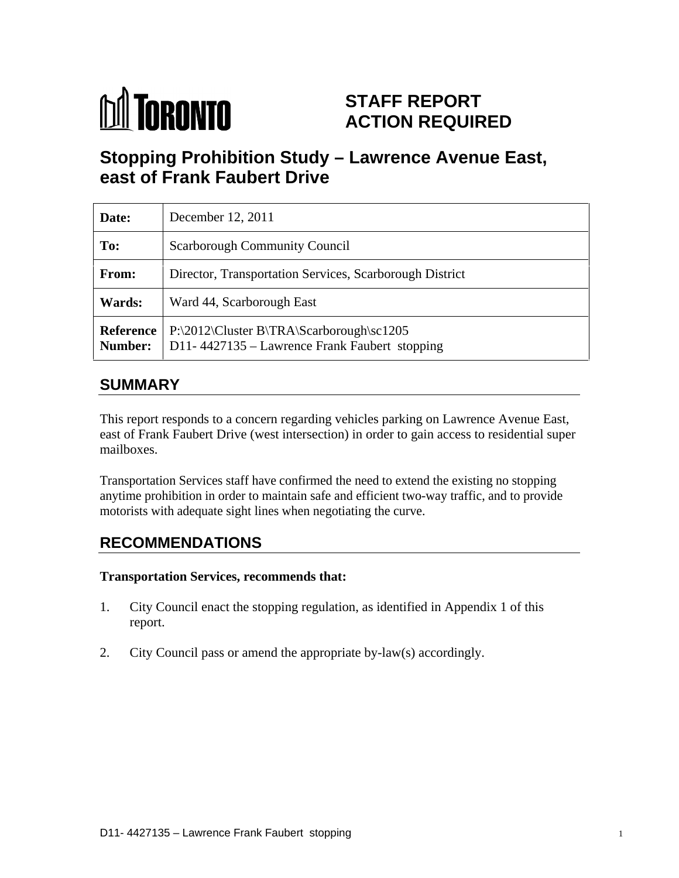# TORONTO

## STAFF REPORT
## ACTION REQUIRED

# Stopping Prohibition Study – Lawrence Avenue East, east of Frank Faubert Drive

| | |
|---|---|
| **Date:** | December 12, 2011 |
| **To:** | Scarborough Community Council |
| **From:** | Director, Transportation Services, Scarborough District |
| **Wards:** | Ward 44, Scarborough East |
| **Reference Number:** | P:\2012\Cluster B\TRA\Scarborough\sc1205<br>D11- 4427135 – Lawrence Frank Faubert stopping |

## SUMMARY

This report responds to a concern regarding vehicles parking on Lawrence Avenue East, east of Frank Faubert Drive (west intersection) in order to gain access to residential super mailboxes.

Transportation Services staff have confirmed the need to extend the existing no stopping anytime prohibition in order to maintain safe and efficient two-way traffic, and to provide motorists with adequate sight lines when negotiating the curve.

## RECOMMENDATIONS

**Transportation Services, recommends that:**

1. City Council enact the stopping regulation, as identified in Appendix 1 of this report.

2. City Council pass or amend the appropriate by-law(s) accordingly.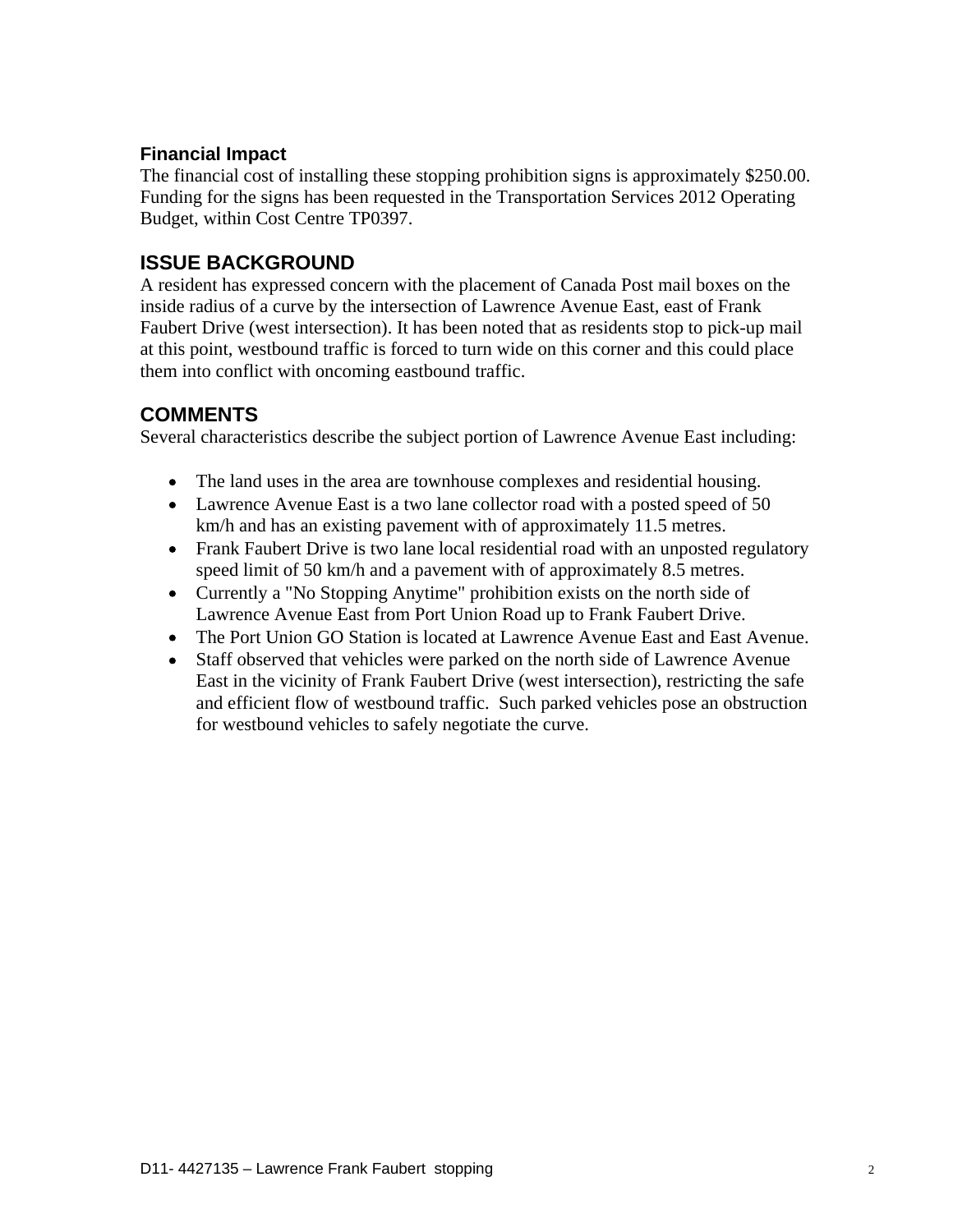### Financial Impact

The financial cost of installing these stopping prohibition signs is approximately $250.00. Funding for the signs has been requested in the Transportation Services 2012 Operating Budget, within Cost Centre TP0397.

## ISSUE BACKGROUND

A resident has expressed concern with the placement of Canada Post mail boxes on the inside radius of a curve by the intersection of Lawrence Avenue East, east of Frank Faubert Drive (west intersection). It has been noted that as residents stop to pick-up mail at this point, westbound traffic is forced to turn wide on this corner and this could place them into conflict with oncoming eastbound traffic.

## COMMENTS

Several characteristics describe the subject portion of Lawrence Avenue East including:

- The land uses in the area are townhouse complexes and residential housing.
- Lawrence Avenue East is a two lane collector road with a posted speed of 50 km/h and has an existing pavement with of approximately 11.5 metres.
- Frank Faubert Drive is two lane local residential road with an unposted regulatory speed limit of 50 km/h and a pavement with of approximately 8.5 metres.
- Currently a "No Stopping Anytime" prohibition exists on the north side of Lawrence Avenue East from Port Union Road up to Frank Faubert Drive.
- The Port Union GO Station is located at Lawrence Avenue East and East Avenue.
- Staff observed that vehicles were parked on the north side of Lawrence Avenue East in the vicinity of Frank Faubert Drive (west intersection), restricting the safe and efficient flow of westbound traffic. Such parked vehicles pose an obstruction for westbound vehicles to safely negotiate the curve.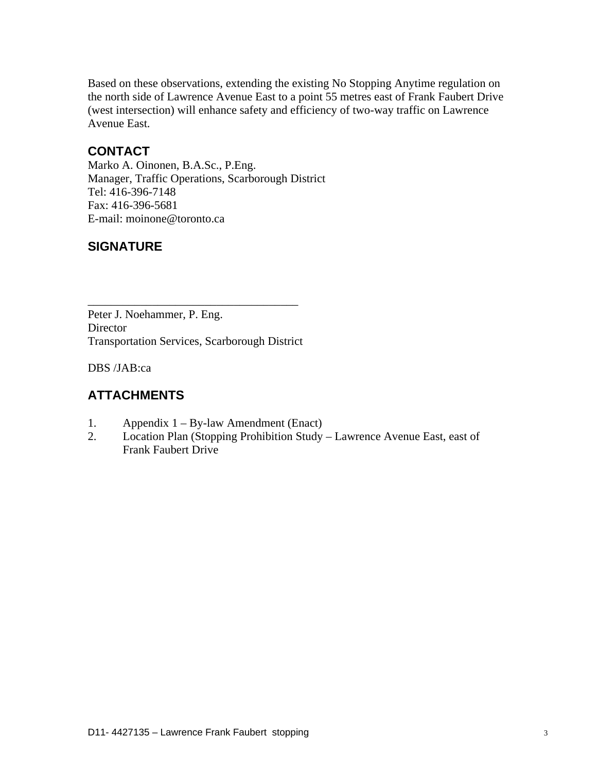Based on these observations, extending the existing No Stopping Anytime regulation on the north side of Lawrence Avenue East to a point 55 metres east of Frank Faubert Drive (west intersection) will enhance safety and efficiency of two-way traffic on Lawrence Avenue East.

## CONTACT

Marko A. Oinonen, B.A.Sc., P.Eng.
Manager, Traffic Operations, Scarborough District
Tel: 416-396-7148
Fax: 416-396-5681
E-mail: moinone@toronto.ca

## SIGNATURE

_____________________________________
Peter J. Noehammer, P. Eng.
Director
Transportation Services, Scarborough District

DBS /JAB:ca

## ATTACHMENTS

1. Appendix 1 – By-law Amendment (Enact)
2. Location Plan (Stopping Prohibition Study – Lawrence Avenue East, east of Frank Faubert Drive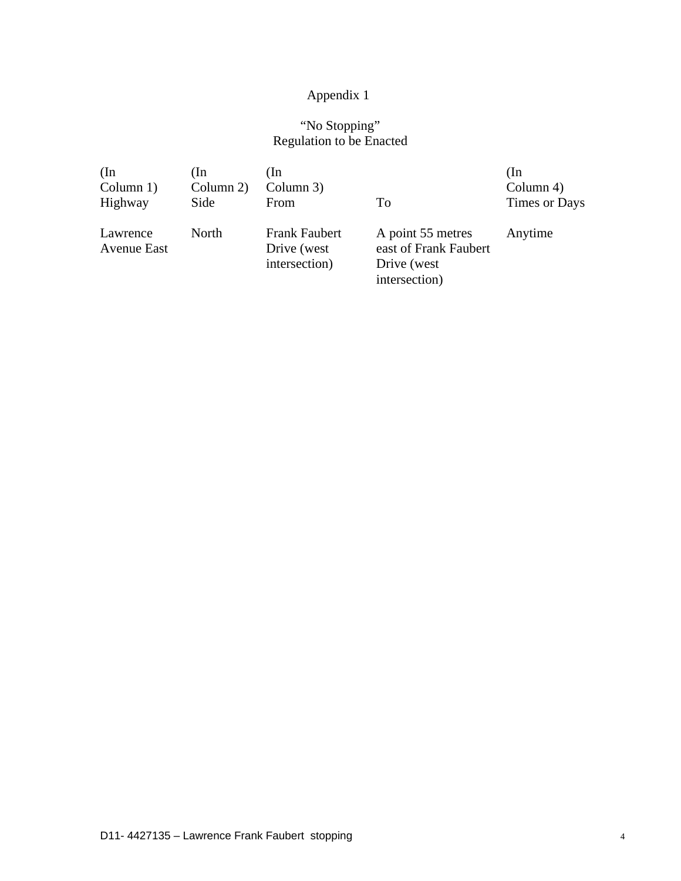# Appendix 1

## "No Stopping"
## Regulation to be Enacted

| (In Column 1) Highway | (In Column 2) Side | (In Column 3) From | To | (In Column 4) Times or Days |
|---|---|---|---|---|
| Lawrence Avenue East | North | Frank Faubert Drive (west intersection) | A point 55 metres east of Frank Faubert Drive (west intersection) | Anytime |